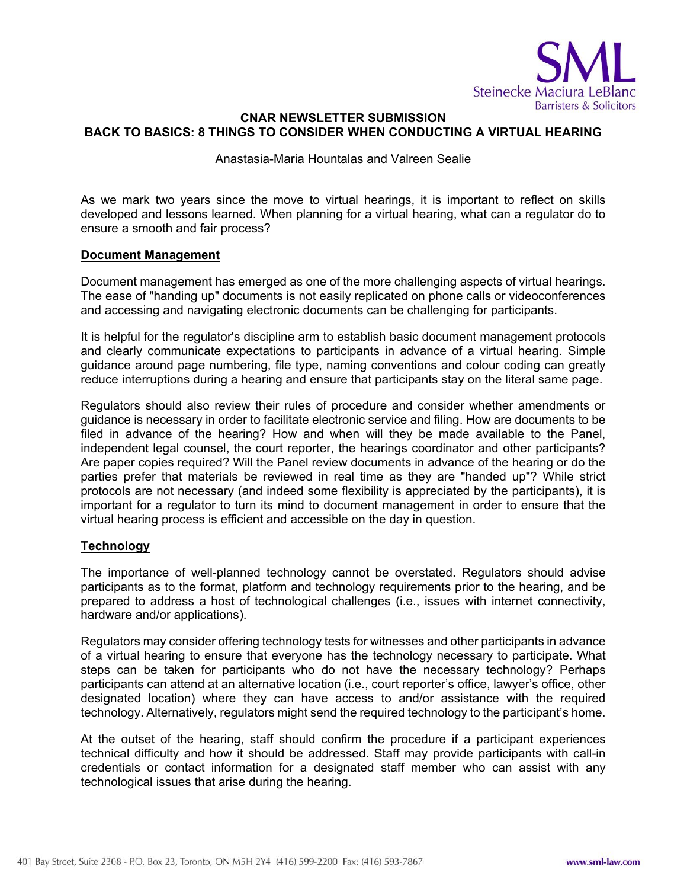**CNAR NEWSLETTER SUBMISSION**

# BACK TO BASICS: 8 THINGS TO CONSIDER WHEN CONDUCTING A VIRTUAL HEARING

Anastasia-Maria Hountalas and Valreen Sealie

As we mark two years since the move to virtual hearings, it is important to reflect on skills developed and lessons learned. When planning for a virtual hearing, what can a regulator do to ensure a smooth and fair process?

## Document Management

Document management has emerged as one of the more challenging aspects of virtual hearings. The ease of "handing up" documents is not easily replicated on phone calls or videoconferences and accessing and navigating electronic documents can be challenging for participants.

It is helpful for the regulator's discipline arm to establish basic document management protocols and clearly communicate expectations to participants in advance of a virtual hearing. Simple guidance around page numbering, file type, naming conventions and colour coding can greatly reduce interruptions during a hearing and ensure that participants stay on the literal same page.

Regulators should also review their rules of procedure and consider whether amendments or guidance is necessary in order to facilitate electronic service and filing. How are documents to be filed in advance of the hearing? How and when will they be made available to the Panel, independent legal counsel, the court reporter, the hearings coordinator and other participants? Are paper copies required? Will the Panel review documents in advance of the hearing or do the parties prefer that materials be reviewed in real time as they are "handed up"? While strict protocols are not necessary (and indeed some flexibility is appreciated by the participants), it is important for a regulator to turn its mind to document management in order to ensure that the virtual hearing process is efficient and accessible on the day in question.

## Technology

The importance of well-planned technology cannot be overstated. Regulators should advise participants as to the format, platform and technology requirements prior to the hearing, and be prepared to address a host of technological challenges (i.e., issues with internet connectivity, hardware and/or applications).

Regulators may consider offering technology tests for witnesses and other participants in advance of a virtual hearing to ensure that everyone has the technology necessary to participate. What steps can be taken for participants who do not have the necessary technology? Perhaps participants can attend at an alternative location (i.e., court reporter's office, lawyer's office, other designated location) where they can have access to and/or assistance with the required technology. Alternatively, regulators might send the required technology to the participant's home.

At the outset of the hearing, staff should confirm the procedure if a participant experiences technical difficulty and how it should be addressed. Staff may provide participants with call-in credentials or contact information for a designated staff member who can assist with any technological issues that arise during the hearing.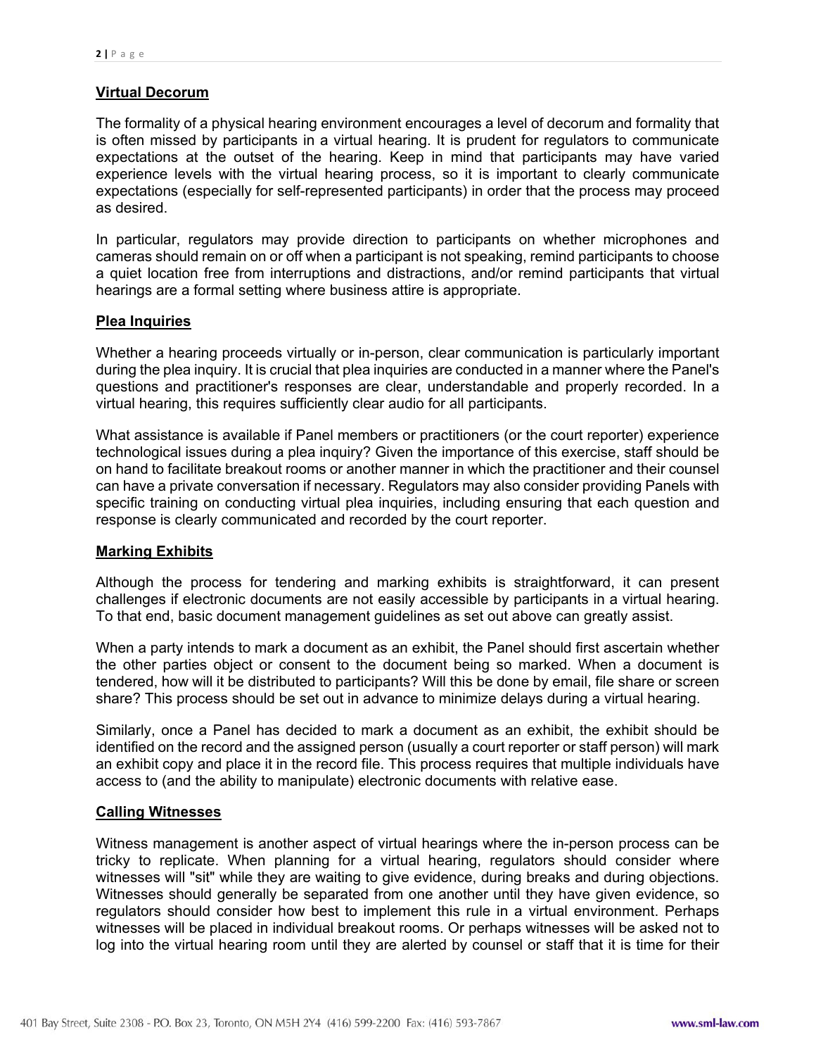**Virtual Decorum**

The formality of a physical hearing environment encourages a level of decorum and formality that is often missed by participants in a virtual hearing. It is prudent for regulators to communicate expectations at the outset of the hearing. Keep in mind that participants may have varied experience levels with the virtual hearing process, so it is important to clearly communicate expectations (especially for self-represented participants) in order that the process may proceed as desired.

In particular, regulators may provide direction to participants on whether microphones and cameras should remain on or off when a participant is not speaking, remind participants to choose a quiet location free from interruptions and distractions, and/or remind participants that virtual hearings are a formal setting where business attire is appropriate.

**Plea Inquiries**

Whether a hearing proceeds virtually or in-person, clear communication is particularly important during the plea inquiry. It is crucial that plea inquiries are conducted in a manner where the Panel's questions and practitioner's responses are clear, understandable and properly recorded. In a virtual hearing, this requires sufficiently clear audio for all participants.

What assistance is available if Panel members or practitioners (or the court reporter) experience technological issues during a plea inquiry? Given the importance of this exercise, staff should be on hand to facilitate breakout rooms or another manner in which the practitioner and their counsel can have a private conversation if necessary. Regulators may also consider providing Panels with specific training on conducting virtual plea inquiries, including ensuring that each question and response is clearly communicated and recorded by the court reporter.

**Marking Exhibits**

Although the process for tendering and marking exhibits is straightforward, it can present challenges if electronic documents are not easily accessible by participants in a virtual hearing. To that end, basic document management guidelines as set out above can greatly assist.

When a party intends to mark a document as an exhibit, the Panel should first ascertain whether the other parties object or consent to the document being so marked. When a document is tendered, how will it be distributed to participants? Will this be done by email, file share or screen share? This process should be set out in advance to minimize delays during a virtual hearing.

Similarly, once a Panel has decided to mark a document as an exhibit, the exhibit should be identified on the record and the assigned person (usually a court reporter or staff person) will mark an exhibit copy and place it in the record file. This process requires that multiple individuals have access to (and the ability to manipulate) electronic documents with relative ease.

**Calling Witnesses**

Witness management is another aspect of virtual hearings where the in-person process can be tricky to replicate. When planning for a virtual hearing, regulators should consider where witnesses will "sit" while they are waiting to give evidence, during breaks and during objections. Witnesses should generally be separated from one another until they have given evidence, so regulators should consider how best to implement this rule in a virtual environment. Perhaps witnesses will be placed in individual breakout rooms. Or perhaps witnesses will be asked not to log into the virtual hearing room until they are alerted by counsel or staff that it is time for their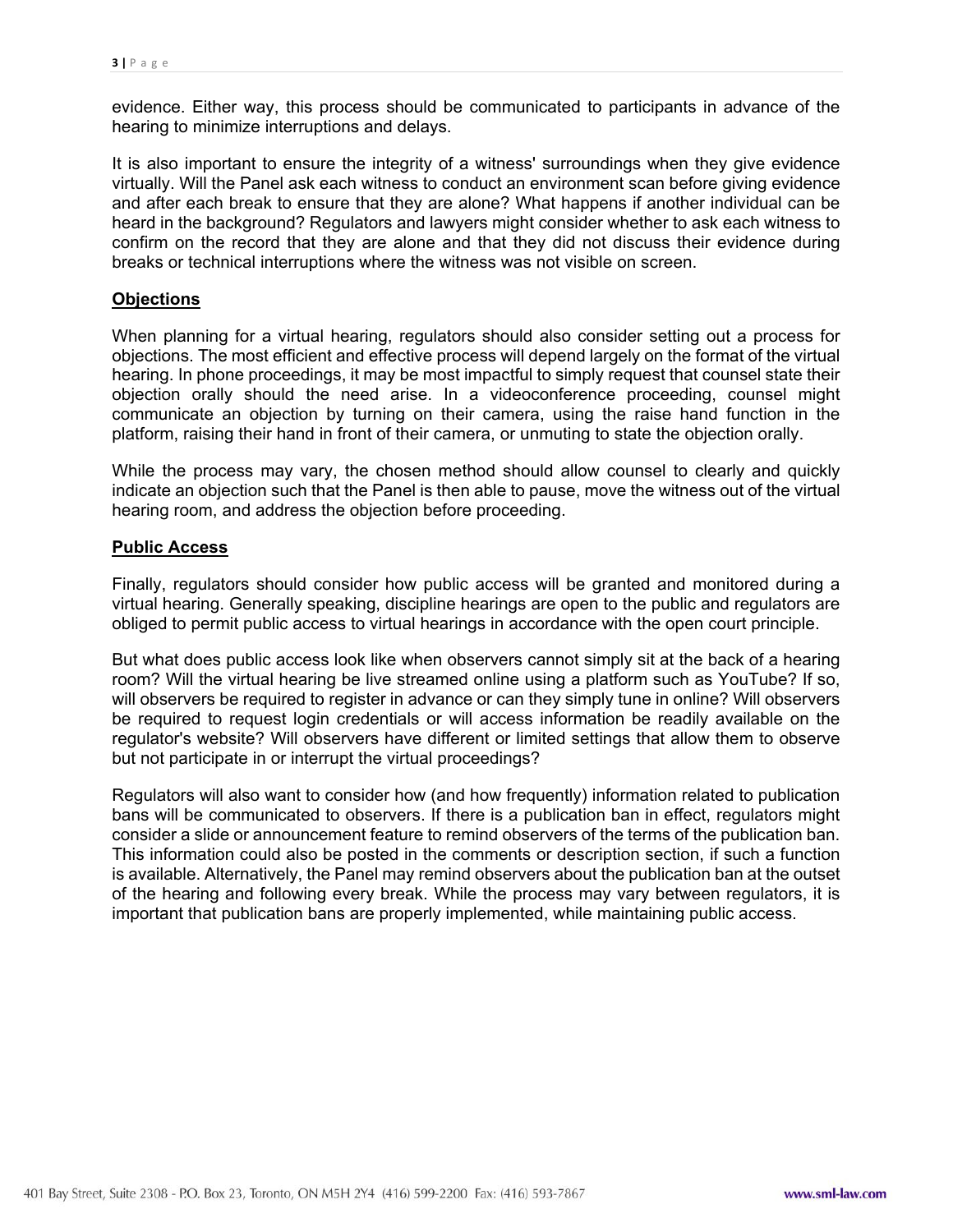evidence. Either way, this process should be communicated to participants in advance of the hearing to minimize interruptions and delays.

It is also important to ensure the integrity of a witness' surroundings when they give evidence virtually. Will the Panel ask each witness to conduct an environment scan before giving evidence and after each break to ensure that they are alone? What happens if another individual can be heard in the background? Regulators and lawyers might consider whether to ask each witness to confirm on the record that they are alone and that they did not discuss their evidence during breaks or technical interruptions where the witness was not visible on screen.

**Objections**

When planning for a virtual hearing, regulators should also consider setting out a process for objections. The most efficient and effective process will depend largely on the format of the virtual hearing. In phone proceedings, it may be most impactful to simply request that counsel state their objection orally should the need arise. In a videoconference proceeding, counsel might communicate an objection by turning on their camera, using the raise hand function in the platform, raising their hand in front of their camera, or unmuting to state the objection orally.

While the process may vary, the chosen method should allow counsel to clearly and quickly indicate an objection such that the Panel is then able to pause, move the witness out of the virtual hearing room, and address the objection before proceeding.

**Public Access**

Finally, regulators should consider how public access will be granted and monitored during a virtual hearing. Generally speaking, discipline hearings are open to the public and regulators are obliged to permit public access to virtual hearings in accordance with the open court principle.

But what does public access look like when observers cannot simply sit at the back of a hearing room? Will the virtual hearing be live streamed online using a platform such as YouTube? If so, will observers be required to register in advance or can they simply tune in online? Will observers be required to request login credentials or will access information be readily available on the regulator's website? Will observers have different or limited settings that allow them to observe but not participate in or interrupt the virtual proceedings?

Regulators will also want to consider how (and how frequently) information related to publication bans will be communicated to observers. If there is a publication ban in effect, regulators might consider a slide or announcement feature to remind observers of the terms of the publication ban. This information could also be posted in the comments or description section, if such a function is available. Alternatively, the Panel may remind observers about the publication ban at the outset of the hearing and following every break. While the process may vary between regulators, it is important that publication bans are properly implemented, while maintaining public access.